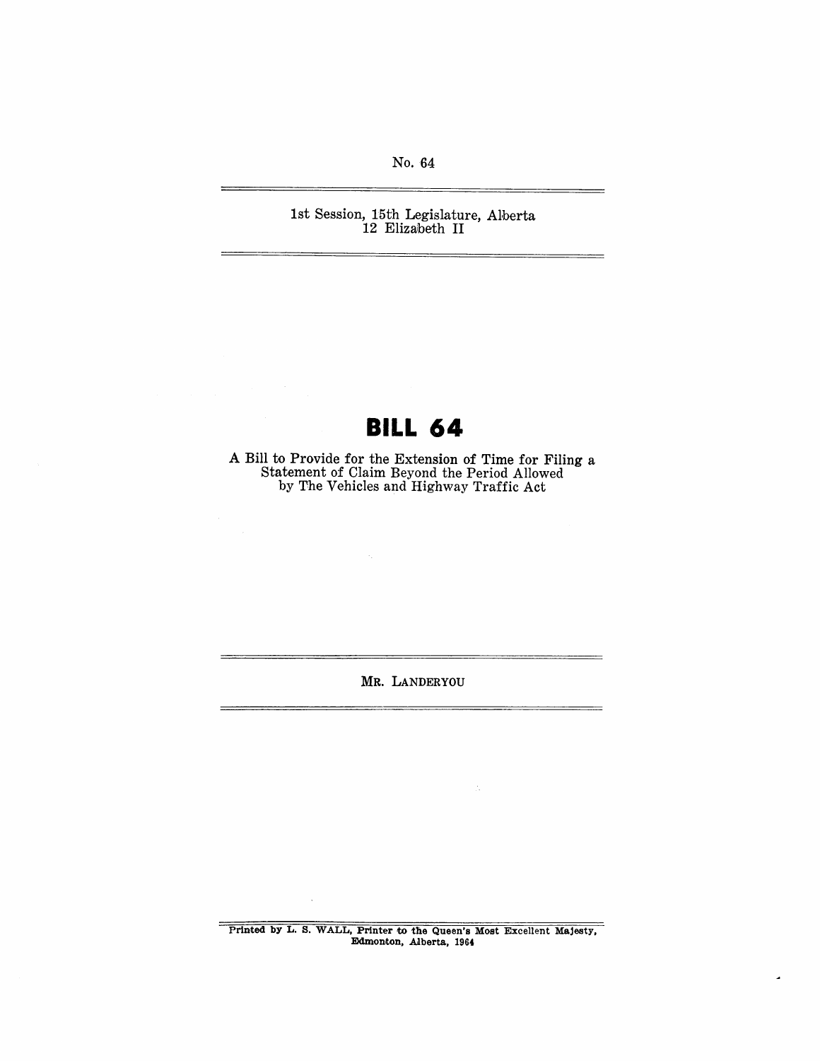No. 64

1st Session, 15th Legislature, Alberta
12 Elizabeth II

# BILL 64

A Bill to Provide for the Extension of Time for Filing a Statement of Claim Beyond the Period Allowed by The Vehicles and Highway Traffic Act

MR. LANDERYOU

Printed by L. S. WALL, Printer to the Queen's Most Excellent Majesty, Edmonton, Alberta, 1964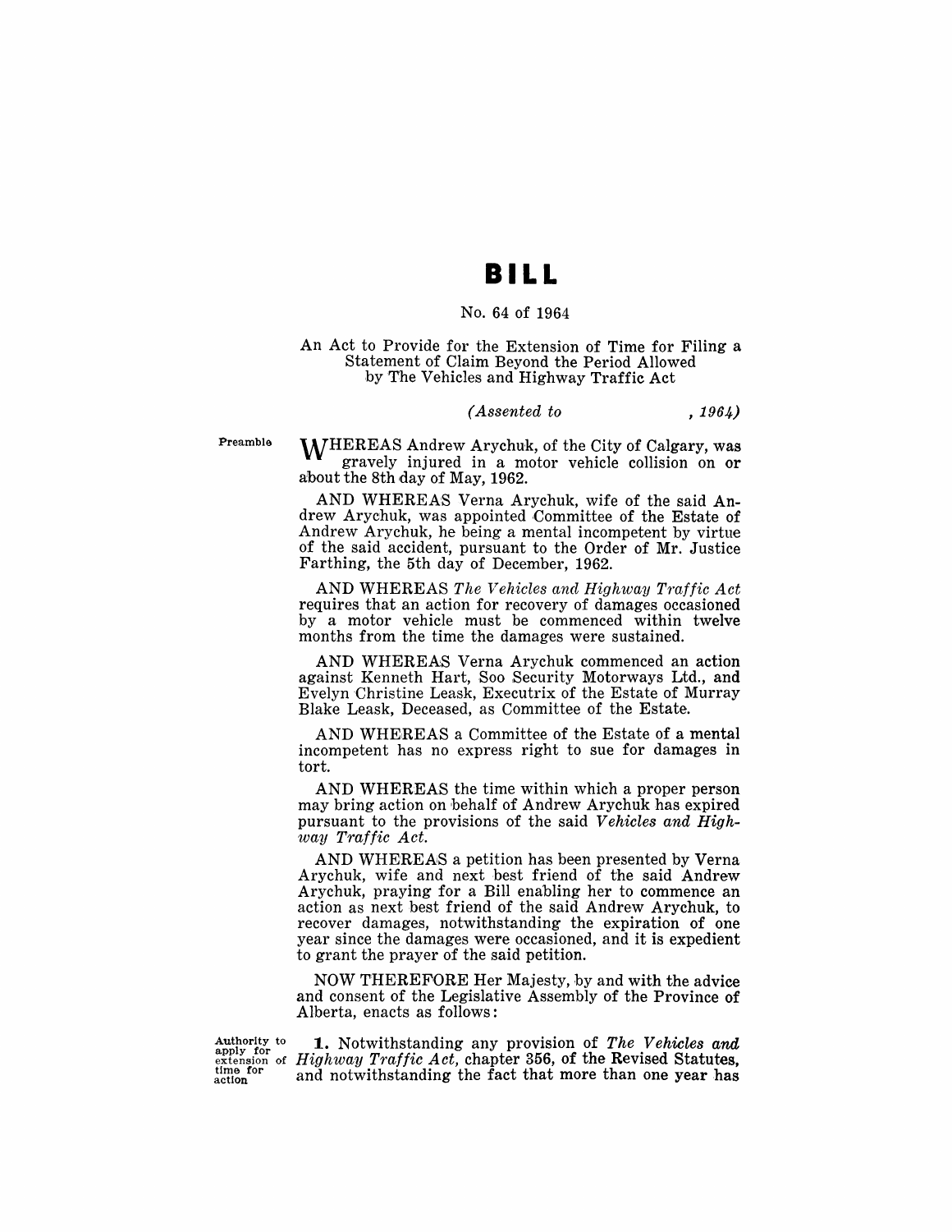# BILL

No. 64 of 1964

An Act to Provide for the Extension of Time for Filing a Statement of Claim Beyond the Period Allowed by The Vehicles and Highway Traffic Act

*(Assented to , 1964)*

Preamble

WHEREAS Andrew Arychuk, of the City of Calgary, was gravely injured in a motor vehicle collision on or about the 8th day of May, 1962.

AND WHEREAS Verna Arychuk, wife of the said Andrew Arychuk, was appointed Committee of the Estate of Andrew Arychuk, he being a mental incompetent by virtue of the said accident, pursuant to the Order of Mr. Justice Farthing, the 5th day of December, 1962.

AND WHEREAS *The Vehicles and Highway Traffic Act* requires that an action for recovery of damages occasioned by a motor vehicle must be commenced within twelve months from the time the damages were sustained.

AND WHEREAS Verna Arychuk commenced an action against Kenneth Hart, Soo Security Motorways Ltd., and Evelyn Christine Leask, Executrix of the Estate of Murray Blake Leask, Deceased, as Committee of the Estate.

AND WHEREAS a Committee of the Estate of a mental incompetent has no express right to sue for damages in tort.

AND WHEREAS the time within which a proper person may bring action on behalf of Andrew Arychuk has expired pursuant to the provisions of the said *Vehicles and Highway Traffic Act.*

AND WHEREAS a petition has been presented by Verna Arychuk, wife and next best friend of the said Andrew Arychuk, praying for a Bill enabling her to commence an action as next best friend of the said Andrew Arychuk, to recover damages, notwithstanding the expiration of one year since the damages were occasioned, and it is expedient to grant the prayer of the said petition.

NOW THEREFORE Her Majesty, by and with the advice and consent of the Legislative Assembly of the Province of Alberta, enacts as follows:

Authority to apply for extension of time for action

**1.** Notwithstanding any provision of *The Vehicles and Highway Traffic Act,* chapter 356, of the Revised Statutes, and notwithstanding the fact that more than one year has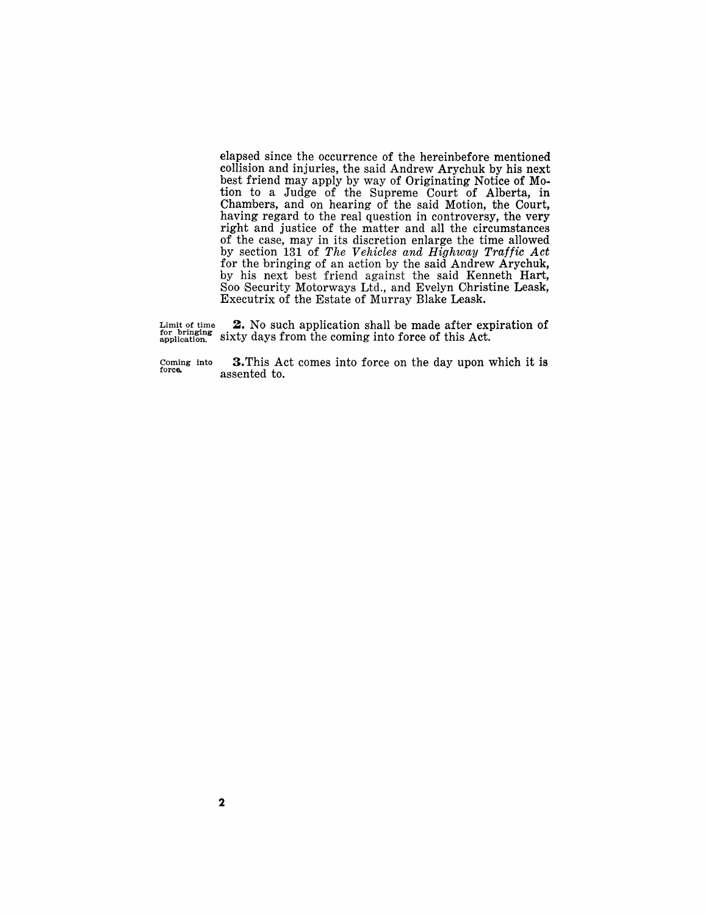elapsed since the occurrence of the hereinbefore mentioned collision and injuries, the said Andrew Arychuk by his next best friend may apply by way of Originating Notice of Motion to a Judge of the Supreme Court of Alberta, in Chambers, and on hearing of the said Motion, the Court, having regard to the real question in controversy, the very right and justice of the matter and all the circumstances of the case, may in its discretion enlarge the time allowed by section 131 of *The Vehicles and Highway Traffic Act* for the bringing of an action by the said Andrew Arychuk, by his next best friend against the said Kenneth Hart, Soo Security Motorways Ltd., and Evelyn Christine Leask, Executrix of the Estate of Murray Blake Leask.

Limit of time for bringing application.

**2.** No such application shall be made after expiration of sixty days from the coming into force of this Act.

Coming into force.

**3.** This Act comes into force on the day upon which it is assented to.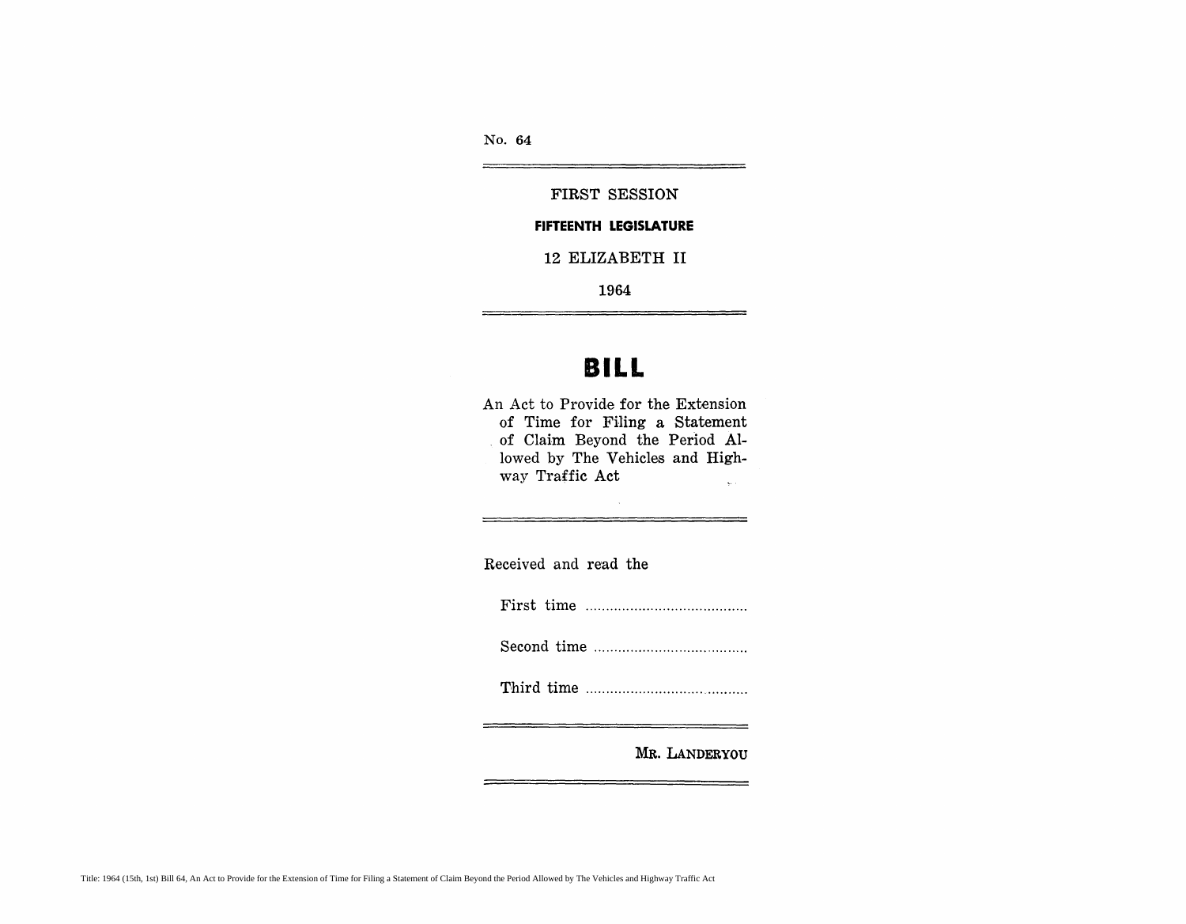No. 64

FIRST SESSION

**FIFTEENTH LEGISLATURE**

12 ELIZABETH II

**1964**

# BILL

An Act to Provide for the Extension of Time for Filing a Statement of Claim Beyond the Period Allowed by The Vehicles and Highway Traffic Act

Received and read the

First time ........................................

Second time ......................................

Third time ..........................................

**MR. LANDERYOU**

Title: 1964 (15th, 1st) Bill 64, An Act to Provide for the Extension of Time for Filing a Statement of Claim Beyond the Period Allowed by The Vehicles and Highway Traffic Act